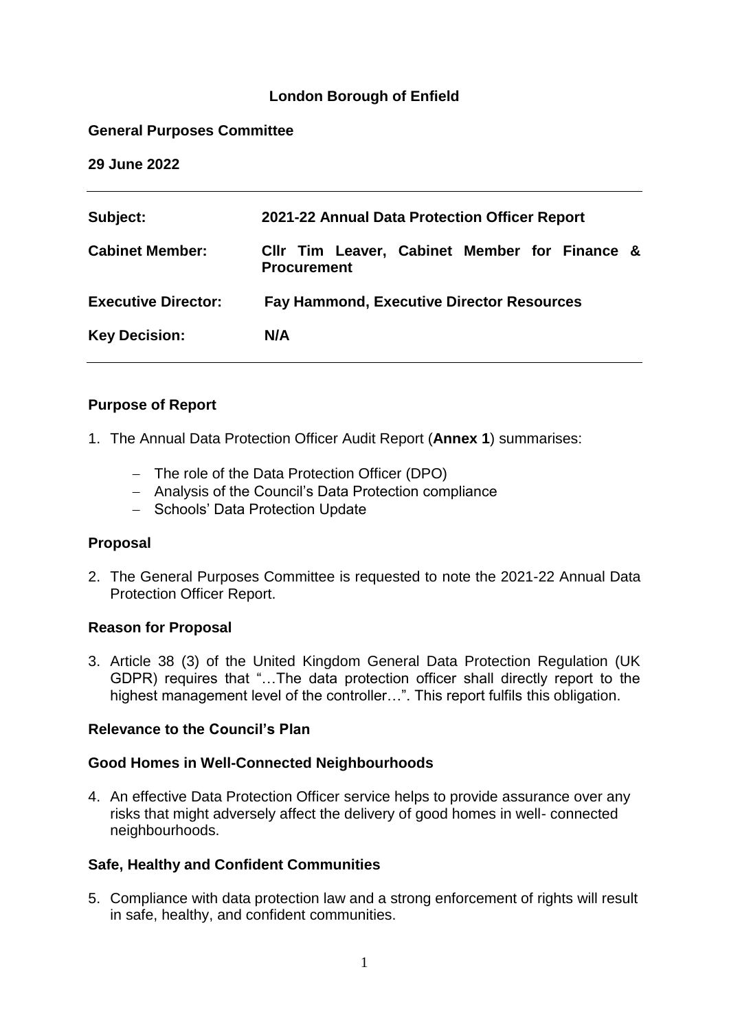**London Borough of Enfield**

**General Purposes Committee**

**29 June 2022**

| | |
|---|---|
| **Subject:** | **2021-22 Annual Data Protection Officer Report** |
| **Cabinet Member:** | **Cllr Tim Leaver, Cabinet Member for Finance & Procurement** |
| **Executive Director:** | **Fay Hammond, Executive Director Resources** |
| **Key Decision:** | **N/A** |

## Purpose of Report

1. The Annual Data Protection Officer Audit Report (**Annex 1**) summarises:

   - The role of the Data Protection Officer (DPO)
   - Analysis of the Council's Data Protection compliance
   - Schools' Data Protection Update

## Proposal

2. The General Purposes Committee is requested to note the 2021-22 Annual Data Protection Officer Report.

## Reason for Proposal

3. Article 38 (3) of the United Kingdom General Data Protection Regulation (UK GDPR) requires that "…The data protection officer shall directly report to the highest management level of the controller…". This report fulfils this obligation.

## Relevance to the Council's Plan

### Good Homes in Well-Connected Neighbourhoods

4. An effective Data Protection Officer service helps to provide assurance over any risks that might adversely affect the delivery of good homes in well- connected neighbourhoods.

### Safe, Healthy and Confident Communities

5. Compliance with data protection law and a strong enforcement of rights will result in safe, healthy, and confident communities.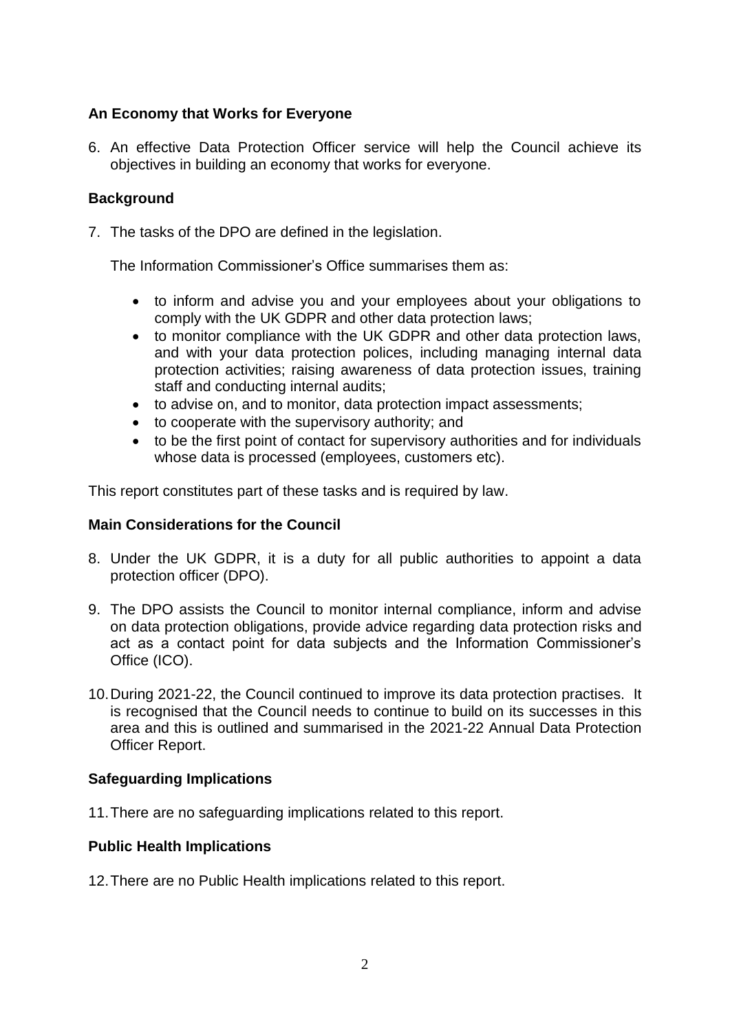**An Economy that Works for Everyone**

6. An effective Data Protection Officer service will help the Council achieve its objectives in building an economy that works for everyone.

**Background**

7. The tasks of the DPO are defined in the legislation.

   The Information Commissioner's Office summarises them as:

   - to inform and advise you and your employees about your obligations to comply with the UK GDPR and other data protection laws;
   - to monitor compliance with the UK GDPR and other data protection laws, and with your data protection polices, including managing internal data protection activities; raising awareness of data protection issues, training staff and conducting internal audits;
   - to advise on, and to monitor, data protection impact assessments;
   - to cooperate with the supervisory authority; and
   - to be the first point of contact for supervisory authorities and for individuals whose data is processed (employees, customers etc).

This report constitutes part of these tasks and is required by law.

**Main Considerations for the Council**

8. Under the UK GDPR, it is a duty for all public authorities to appoint a data protection officer (DPO).

9. The DPO assists the Council to monitor internal compliance, inform and advise on data protection obligations, provide advice regarding data protection risks and act as a contact point for data subjects and the Information Commissioner's Office (ICO).

10. During 2021-22, the Council continued to improve its data protection practises. It is recognised that the Council needs to continue to build on its successes in this area and this is outlined and summarised in the 2021-22 Annual Data Protection Officer Report.

**Safeguarding Implications**

11. There are no safeguarding implications related to this report.

**Public Health Implications**

12. There are no Public Health implications related to this report.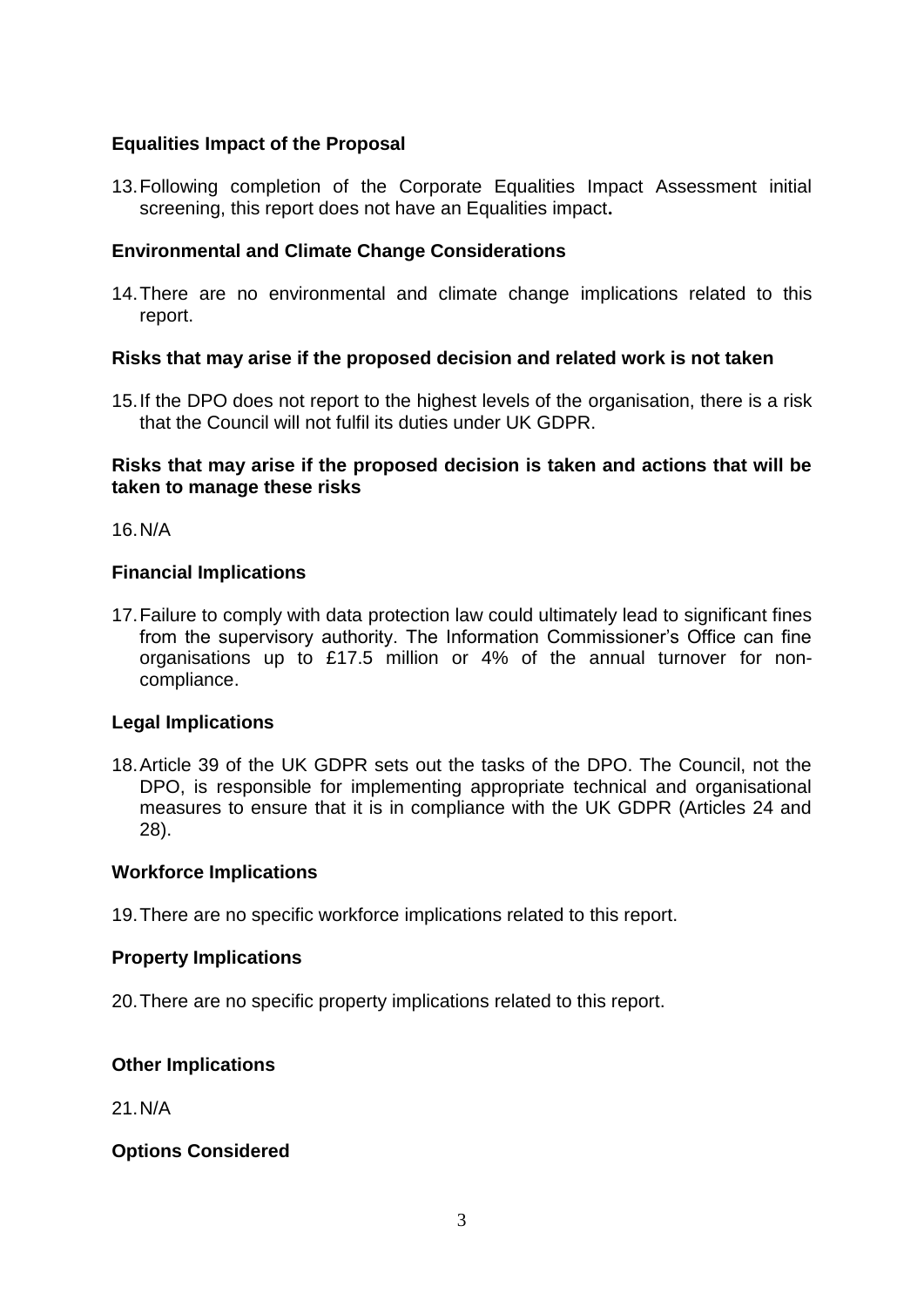**Equalities Impact of the Proposal**

13. Following completion of the Corporate Equalities Impact Assessment initial screening, this report does not have an Equalities impact**.**

**Environmental and Climate Change Considerations**

14. There are no environmental and climate change implications related to this report.

**Risks that may arise if the proposed decision and related work is not taken**

15. If the DPO does not report to the highest levels of the organisation, there is a risk that the Council will not fulfil its duties under UK GDPR.

**Risks that may arise if the proposed decision is taken and actions that will be taken to manage these risks**

16. N/A

**Financial Implications**

17. Failure to comply with data protection law could ultimately lead to significant fines from the supervisory authority. The Information Commissioner's Office can fine organisations up to £17.5 million or 4% of the annual turnover for non-compliance.

**Legal Implications**

18. Article 39 of the UK GDPR sets out the tasks of the DPO. The Council, not the DPO, is responsible for implementing appropriate technical and organisational measures to ensure that it is in compliance with the UK GDPR (Articles 24 and 28).

**Workforce Implications**

19. There are no specific workforce implications related to this report.

**Property Implications**

20. There are no specific property implications related to this report.

**Other Implications**

21. N/A

**Options Considered**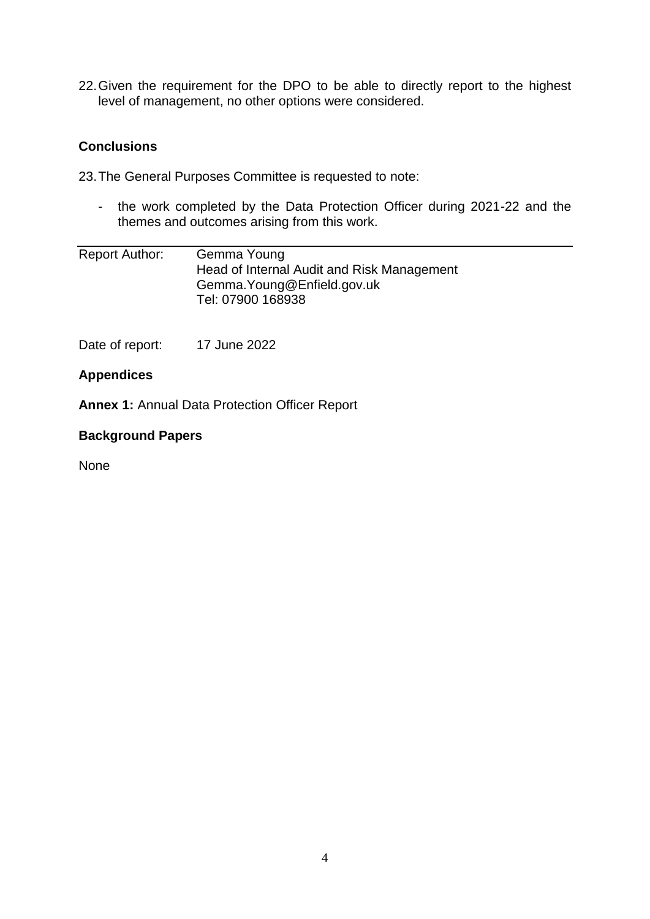22. Given the requirement for the DPO to be able to directly report to the highest level of management, no other options were considered.

## Conclusions

23. The General Purposes Committee is requested to note:

- the work completed by the Data Protection Officer during 2021-22 and the themes and outcomes arising from this work.

---

| | |
|---|---|
| Report Author: | Gemma Young<br>Head of Internal Audit and Risk Management<br>Gemma.Young@Enfield.gov.uk<br>Tel: 07900 168938 |
| Date of report: | 17 June 2022 |

## Appendices

**Annex 1:** Annual Data Protection Officer Report

## Background Papers

None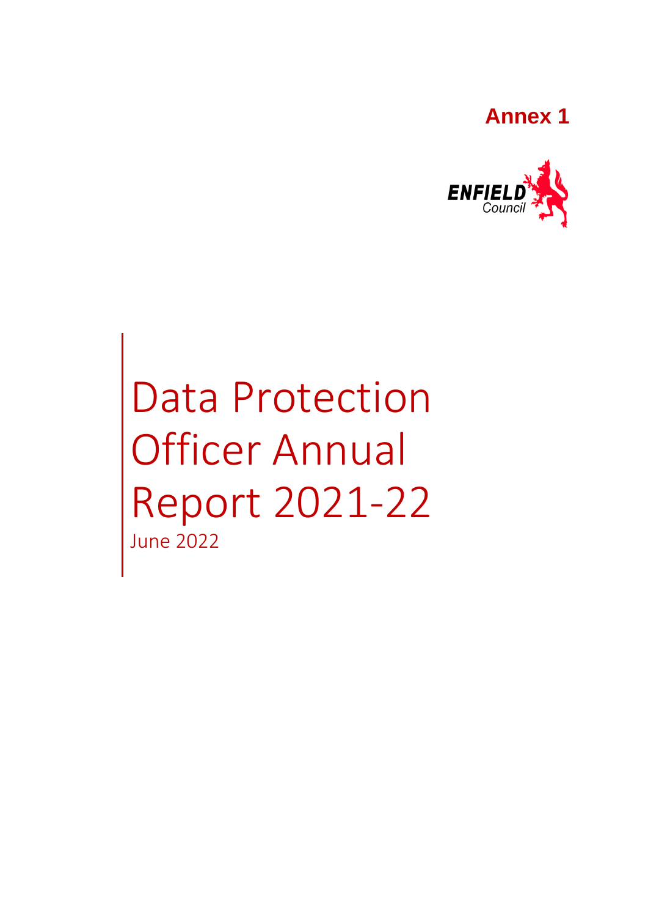**Annex 1**

ENFIELD Council

# Data Protection Officer Annual Report 2021-22

June 2022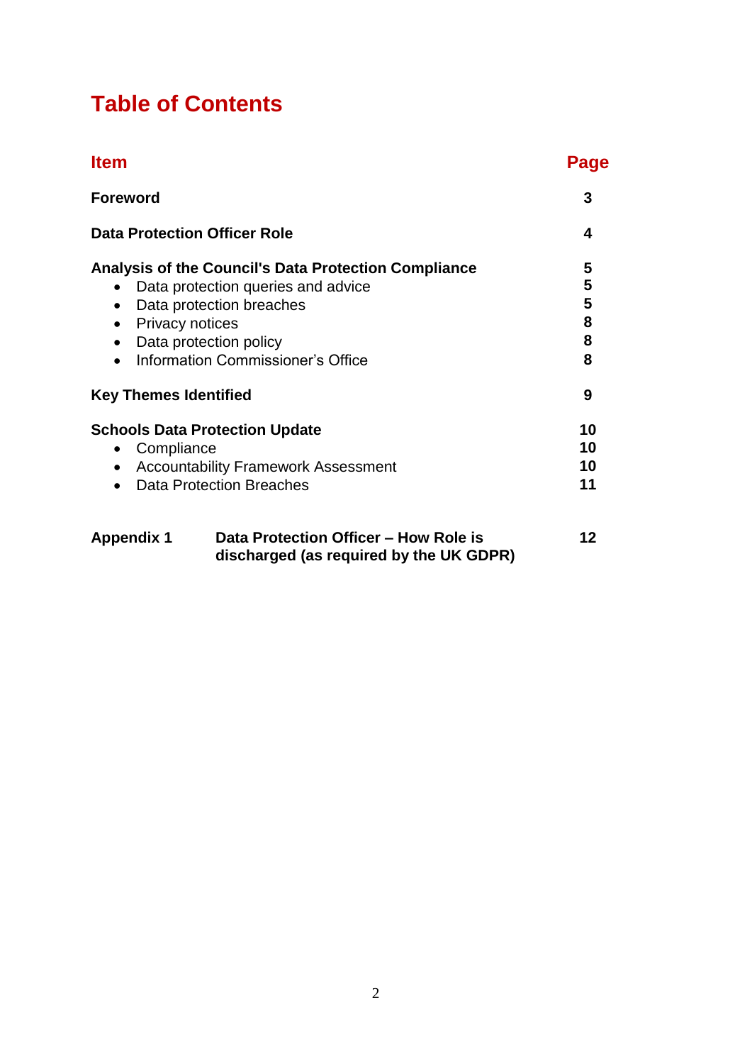# Table of Contents

| Item | Page |
|---|---|
| **Foreword** | **3** |
| **Data Protection Officer Role** | **4** |
| **Analysis of the Council's Data Protection Compliance** | **5** |
| • Data protection queries and advice | **5** |
| • Data protection breaches | **5** |
| • Privacy notices | **8** |
| • Data protection policy | **8** |
| • Information Commissioner's Office | **8** |
| **Key Themes Identified** | **9** |
| **Schools Data Protection Update** | **10** |
| • Compliance | **10** |
| • Accountability Framework Assessment | **10** |
| • Data Protection Breaches | **11** |
| **Appendix 1** **Data Protection Officer – How Role is discharged (as required by the UK GDPR)** | **12** |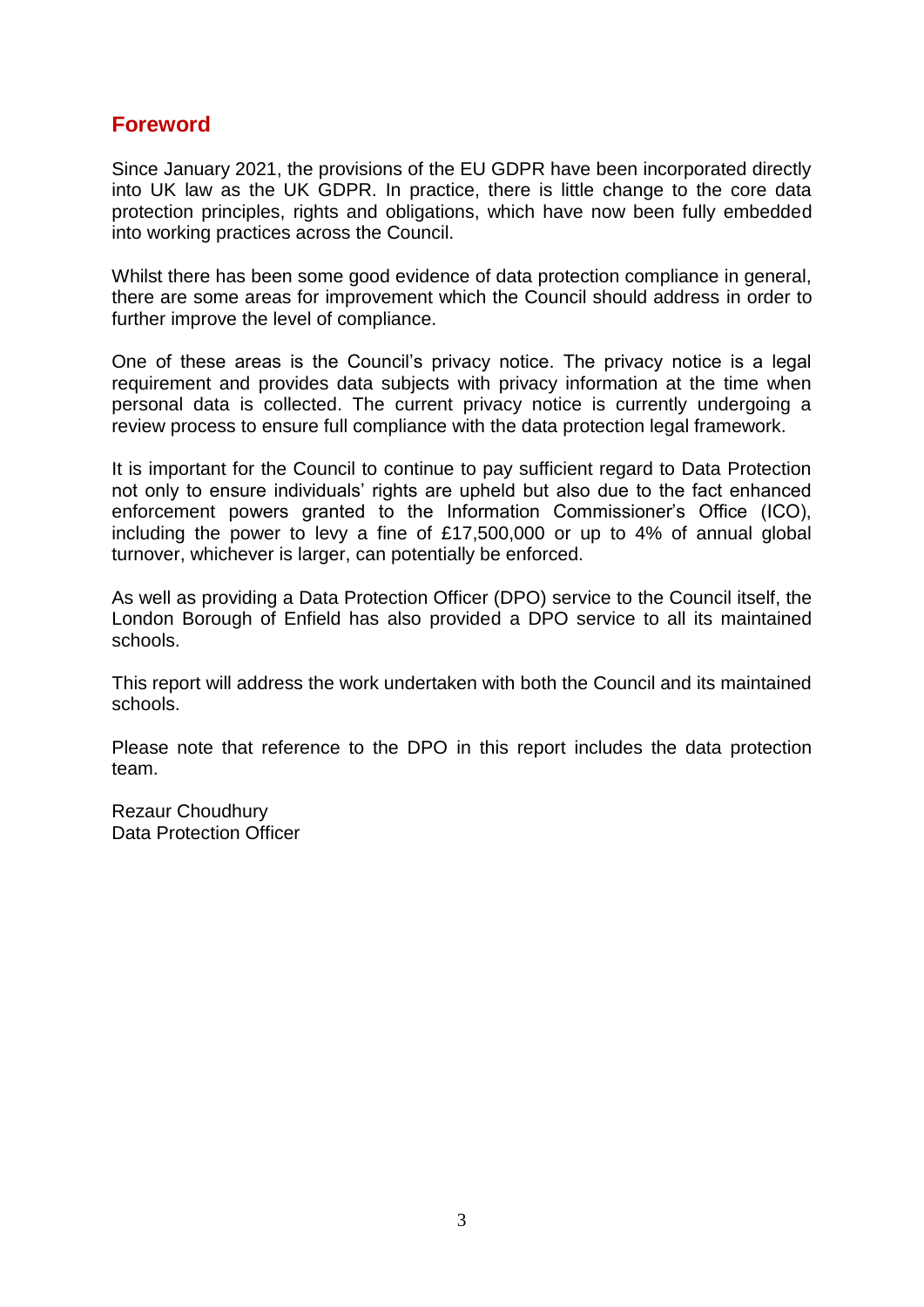## Foreword

Since January 2021, the provisions of the EU GDPR have been incorporated directly into UK law as the UK GDPR. In practice, there is little change to the core data protection principles, rights and obligations, which have now been fully embedded into working practices across the Council.

Whilst there has been some good evidence of data protection compliance in general, there are some areas for improvement which the Council should address in order to further improve the level of compliance.

One of these areas is the Council's privacy notice. The privacy notice is a legal requirement and provides data subjects with privacy information at the time when personal data is collected. The current privacy notice is currently undergoing a review process to ensure full compliance with the data protection legal framework.

It is important for the Council to continue to pay sufficient regard to Data Protection not only to ensure individuals' rights are upheld but also due to the fact enhanced enforcement powers granted to the Information Commissioner's Office (ICO), including the power to levy a fine of £17,500,000 or up to 4% of annual global turnover, whichever is larger, can potentially be enforced.

As well as providing a Data Protection Officer (DPO) service to the Council itself, the London Borough of Enfield has also provided a DPO service to all its maintained schools.

This report will address the work undertaken with both the Council and its maintained schools.

Please note that reference to the DPO in this report includes the data protection team.

Rezaur Choudhury
Data Protection Officer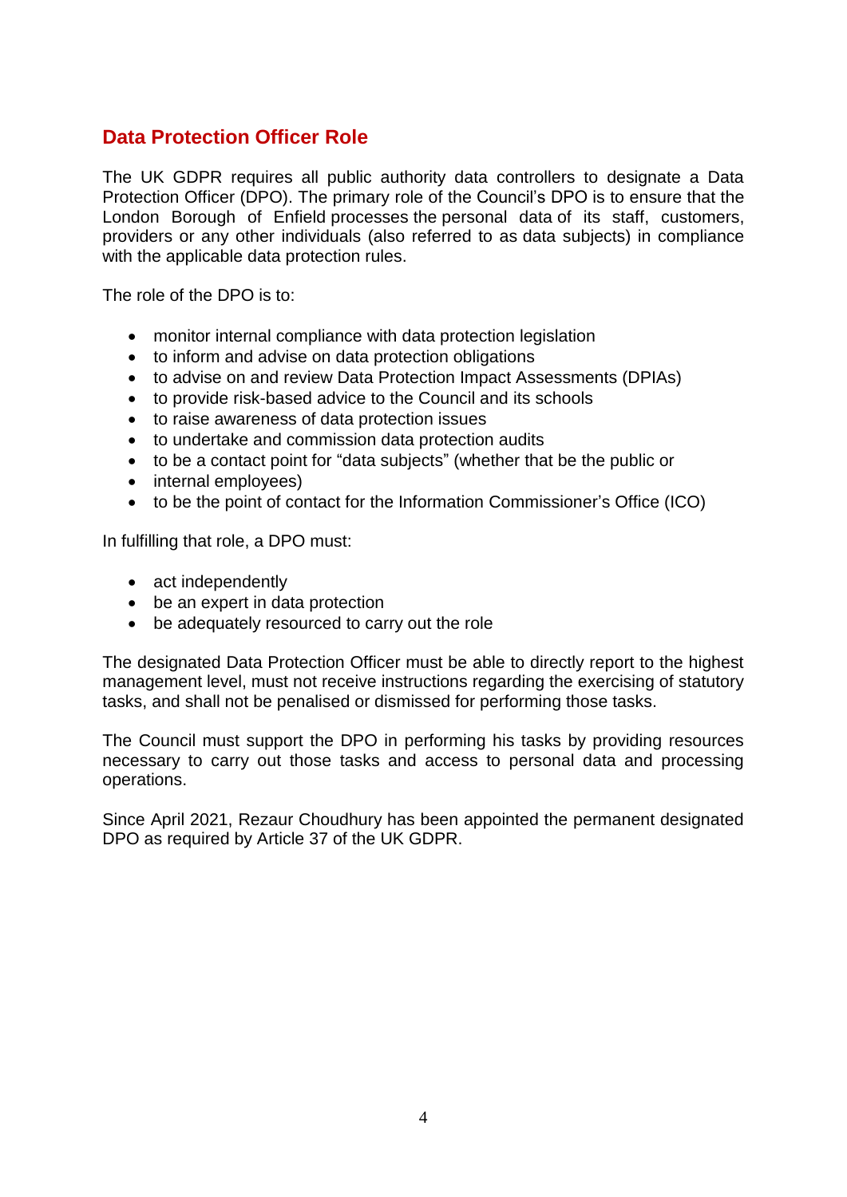## Data Protection Officer Role

The UK GDPR requires all public authority data controllers to designate a Data Protection Officer (DPO). The primary role of the Council's DPO is to ensure that the London Borough of Enfield processes the personal data of its staff, customers, providers or any other individuals (also referred to as data subjects) in compliance with the applicable data protection rules.

The role of the DPO is to:

- monitor internal compliance with data protection legislation
- to inform and advise on data protection obligations
- to advise on and review Data Protection Impact Assessments (DPIAs)
- to provide risk-based advice to the Council and its schools
- to raise awareness of data protection issues
- to undertake and commission data protection audits
- to be a contact point for "data subjects" (whether that be the public or
- internal employees)
- to be the point of contact for the Information Commissioner's Office (ICO)

In fulfilling that role, a DPO must:

- act independently
- be an expert in data protection
- be adequately resourced to carry out the role

The designated Data Protection Officer must be able to directly report to the highest management level, must not receive instructions regarding the exercising of statutory tasks, and shall not be penalised or dismissed for performing those tasks.

The Council must support the DPO in performing his tasks by providing resources necessary to carry out those tasks and access to personal data and processing operations.

Since April 2021, Rezaur Choudhury has been appointed the permanent designated DPO as required by Article 37 of the UK GDPR.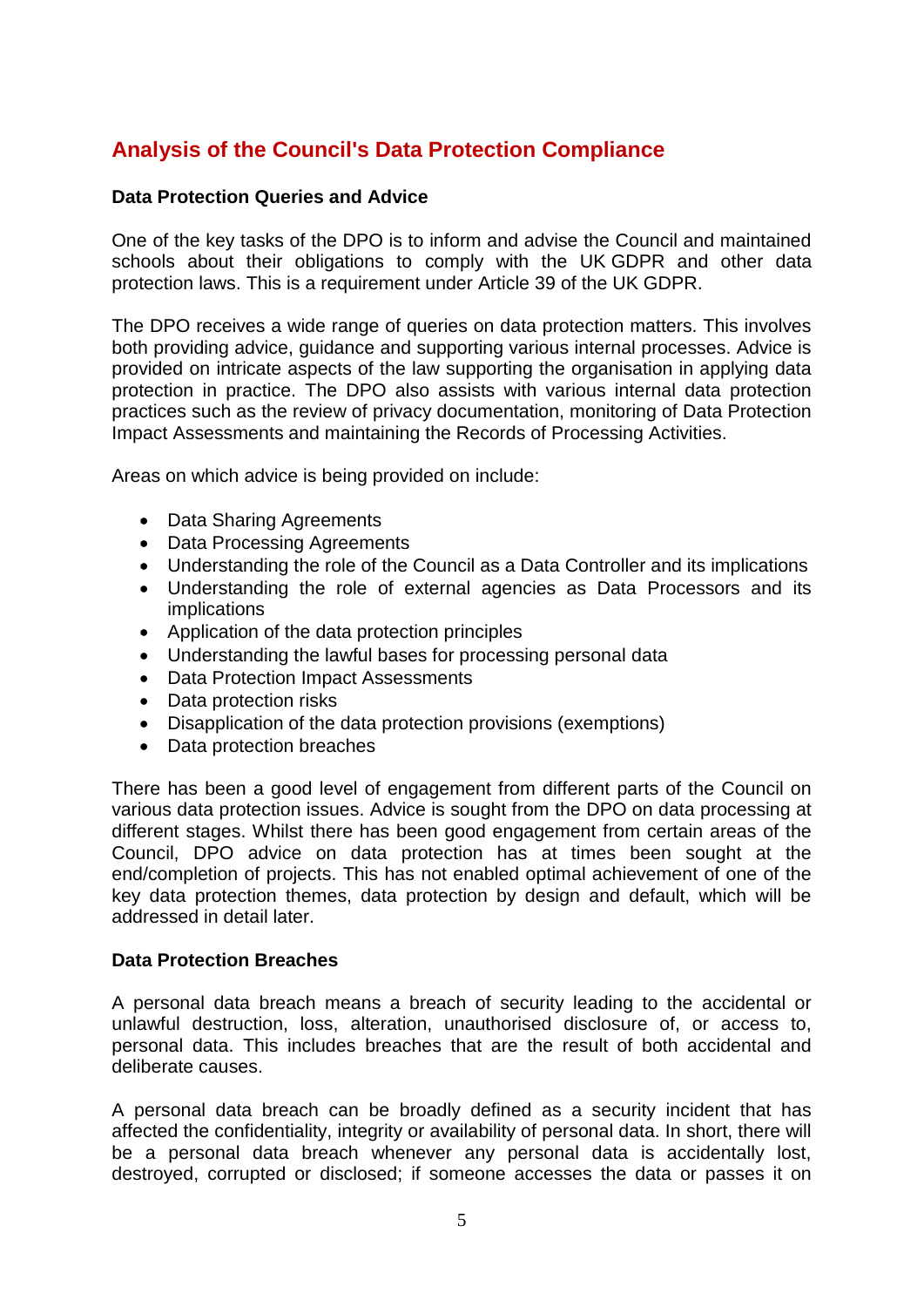## Analysis of the Council's Data Protection Compliance

**Data Protection Queries and Advice**

One of the key tasks of the DPO is to inform and advise the Council and maintained schools about their obligations to comply with the UK GDPR and other data protection laws. This is a requirement under Article 39 of the UK GDPR.

The DPO receives a wide range of queries on data protection matters. This involves both providing advice, guidance and supporting various internal processes. Advice is provided on intricate aspects of the law supporting the organisation in applying data protection in practice. The DPO also assists with various internal data protection practices such as the review of privacy documentation, monitoring of Data Protection Impact Assessments and maintaining the Records of Processing Activities.

Areas on which advice is being provided on include:

- Data Sharing Agreements
- Data Processing Agreements
- Understanding the role of the Council as a Data Controller and its implications
- Understanding the role of external agencies as Data Processors and its implications
- Application of the data protection principles
- Understanding the lawful bases for processing personal data
- Data Protection Impact Assessments
- Data protection risks
- Disapplication of the data protection provisions (exemptions)
- Data protection breaches

There has been a good level of engagement from different parts of the Council on various data protection issues. Advice is sought from the DPO on data processing at different stages. Whilst there has been good engagement from certain areas of the Council, DPO advice on data protection has at times been sought at the end/completion of projects. This has not enabled optimal achievement of one of the key data protection themes, data protection by design and default, which will be addressed in detail later.

**Data Protection Breaches**

A personal data breach means a breach of security leading to the accidental or unlawful destruction, loss, alteration, unauthorised disclosure of, or access to, personal data. This includes breaches that are the result of both accidental and deliberate causes.

A personal data breach can be broadly defined as a security incident that has affected the confidentiality, integrity or availability of personal data. In short, there will be a personal data breach whenever any personal data is accidentally lost, destroyed, corrupted or disclosed; if someone accesses the data or passes it on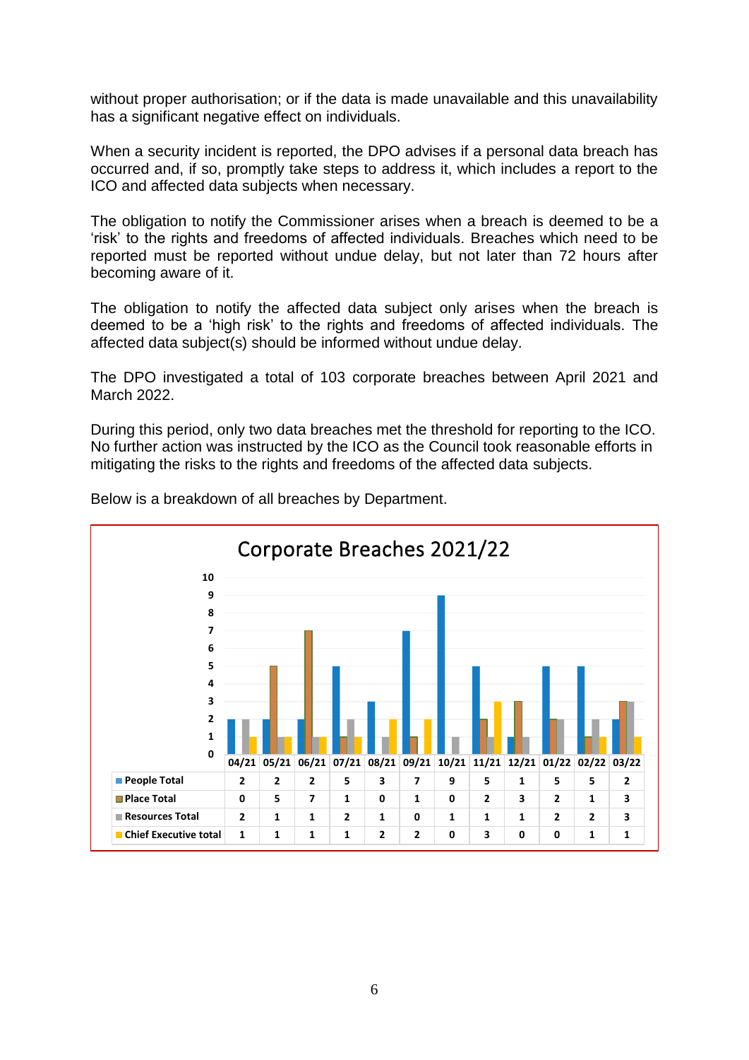without proper authorisation; or if the data is made unavailable and this unavailability has a significant negative effect on individuals.

When a security incident is reported, the DPO advises if a personal data breach has occurred and, if so, promptly take steps to address it, which includes a report to the ICO and affected data subjects when necessary.

The obligation to notify the Commissioner arises when a breach is deemed to be a 'risk' to the rights and freedoms of affected individuals. Breaches which need to be reported must be reported without undue delay, but not later than 72 hours after becoming aware of it.

The obligation to notify the affected data subject only arises when the breach is deemed to be a 'high risk' to the rights and freedoms of affected individuals. The affected data subject(s) should be informed without undue delay.

The DPO investigated a total of 103 corporate breaches between April 2021 and March 2022.

During this period, only two data breaches met the threshold for reporting to the ICO. No further action was instructed by the ICO as the Council took reasonable efforts in mitigating the risks to the rights and freedoms of the affected data subjects.

Below is a breakdown of all breaches by Department.

**Corporate Breaches 2021/22**

| | 04/21 | 05/21 | 06/21 | 07/21 | 08/21 | 09/21 | 10/21 | 11/21 | 12/21 | 01/22 | 02/22 | 03/22 |
|---|---|---|---|---|---|---|---|---|---|---|---|---|
| People Total | 2 | 2 | 2 | 5 | 3 | 7 | 9 | 5 | 1 | 5 | 5 | 2 |
| Place Total | 0 | 5 | 7 | 1 | 0 | 1 | 0 | 2 | 3 | 2 | 1 | 3 |
| Resources Total | 2 | 1 | 1 | 2 | 1 | 0 | 1 | 1 | 1 | 2 | 2 | 3 |
| Chief Executive total | 1 | 1 | 1 | 1 | 2 | 2 | 0 | 3 | 0 | 0 | 1 | 1 |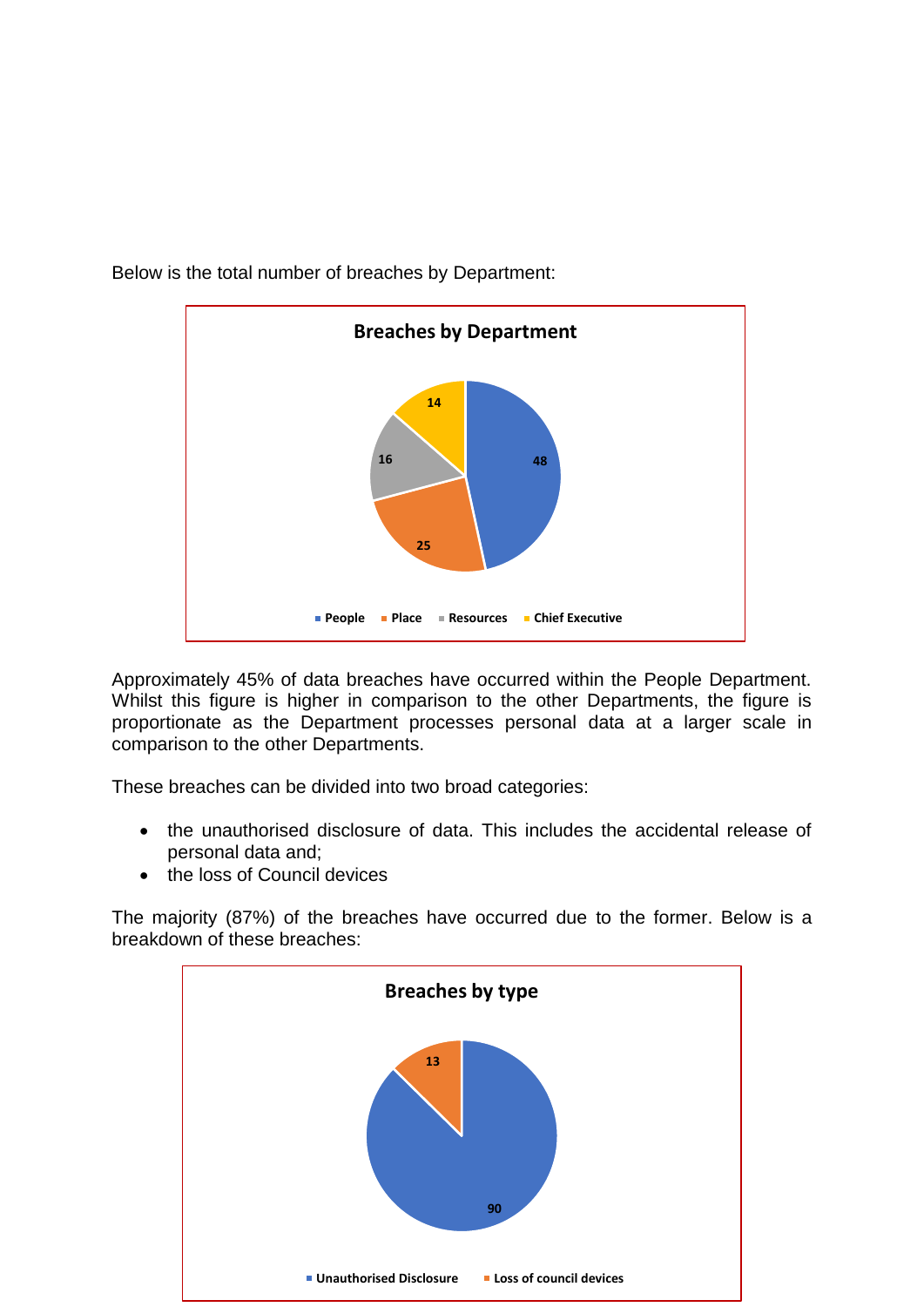Below is the total number of breaches by Department:

**Breaches by Department**

| Department | Breaches |
|---|---|
| People | 48 |
| Place | 25 |
| Resources | 16 |
| Chief Executive | 14 |

Approximately 45% of data breaches have occurred within the People Department. Whilst this figure is higher in comparison to the other Departments, the figure is proportionate as the Department processes personal data at a larger scale in comparison to the other Departments.

These breaches can be divided into two broad categories:

- the unauthorised disclosure of data. This includes the accidental release of personal data and;
- the loss of Council devices

The majority (87%) of the breaches have occurred due to the former. Below is a breakdown of these breaches:

**Breaches by type**

| Type | Breaches |
|---|---|
| Unauthorised Disclosure | 90 |
| Loss of council devices | 13 |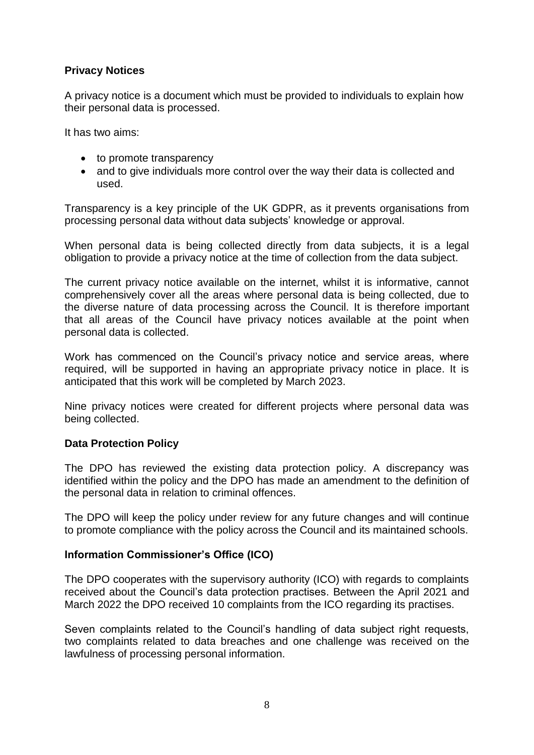**Privacy Notices**

A privacy notice is a document which must be provided to individuals to explain how their personal data is processed.

It has two aims:

- to promote transparency
- and to give individuals more control over the way their data is collected and used.

Transparency is a key principle of the UK GDPR, as it prevents organisations from processing personal data without data subjects' knowledge or approval.

When personal data is being collected directly from data subjects, it is a legal obligation to provide a privacy notice at the time of collection from the data subject.

The current privacy notice available on the internet, whilst it is informative, cannot comprehensively cover all the areas where personal data is being collected, due to the diverse nature of data processing across the Council. It is therefore important that all areas of the Council have privacy notices available at the point when personal data is collected.

Work has commenced on the Council's privacy notice and service areas, where required, will be supported in having an appropriate privacy notice in place. It is anticipated that this work will be completed by March 2023.

Nine privacy notices were created for different projects where personal data was being collected.

**Data Protection Policy**

The DPO has reviewed the existing data protection policy. A discrepancy was identified within the policy and the DPO has made an amendment to the definition of the personal data in relation to criminal offences.

The DPO will keep the policy under review for any future changes and will continue to promote compliance with the policy across the Council and its maintained schools.

**Information Commissioner's Office (ICO)**

The DPO cooperates with the supervisory authority (ICO) with regards to complaints received about the Council's data protection practises. Between the April 2021 and March 2022 the DPO received 10 complaints from the ICO regarding its practises.

Seven complaints related to the Council's handling of data subject right requests, two complaints related to data breaches and one challenge was received on the lawfulness of processing personal information.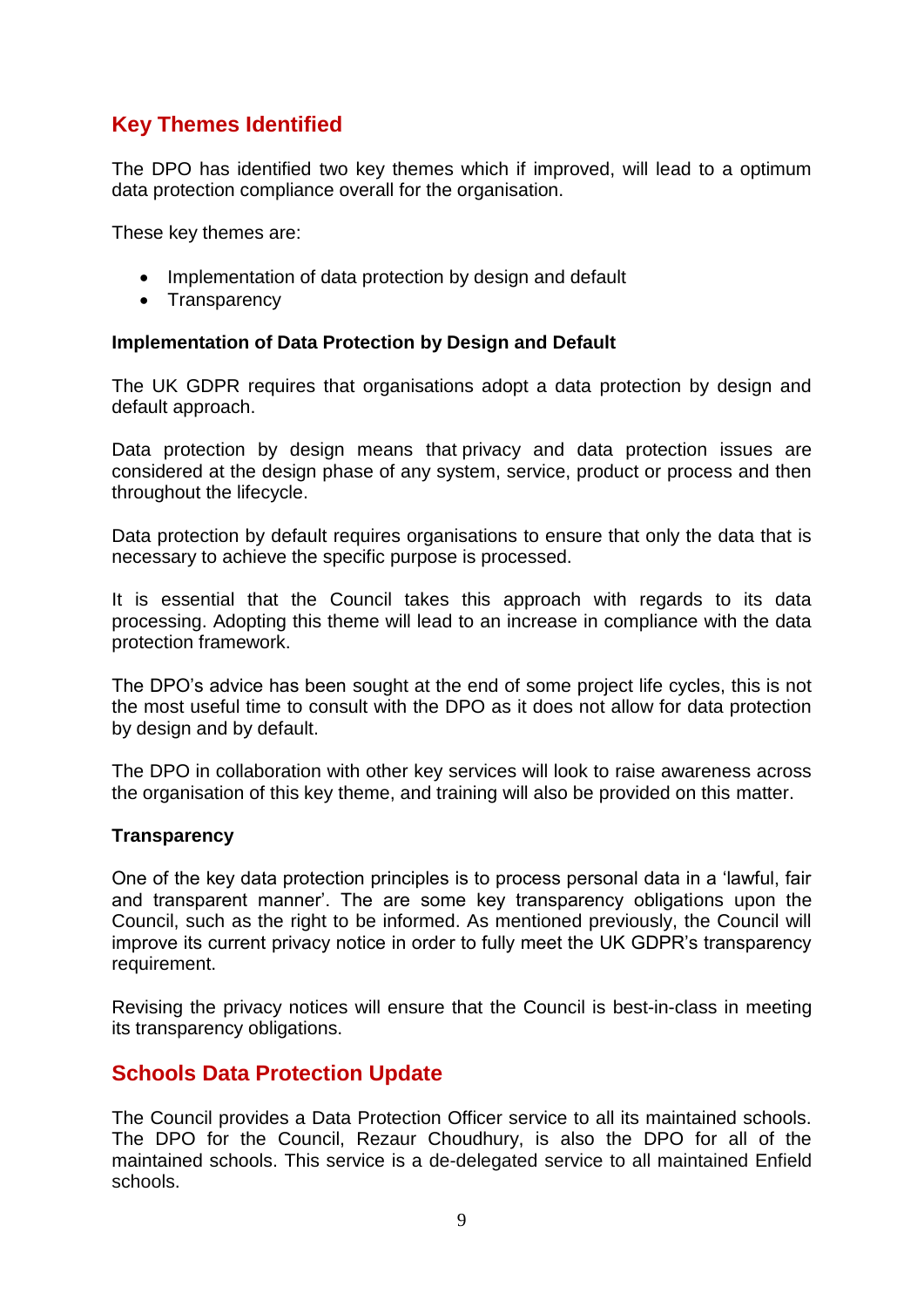## Key Themes Identified

The DPO has identified two key themes which if improved, will lead to a optimum data protection compliance overall for the organisation.

These key themes are:

- Implementation of data protection by design and default
- Transparency

**Implementation of Data Protection by Design and Default**

The UK GDPR requires that organisations adopt a data protection by design and default approach.

Data protection by design means that privacy and data protection issues are considered at the design phase of any system, service, product or process and then throughout the lifecycle.

Data protection by default requires organisations to ensure that only the data that is necessary to achieve the specific purpose is processed.

It is essential that the Council takes this approach with regards to its data processing. Adopting this theme will lead to an increase in compliance with the data protection framework.

The DPO's advice has been sought at the end of some project life cycles, this is not the most useful time to consult with the DPO as it does not allow for data protection by design and by default.

The DPO in collaboration with other key services will look to raise awareness across the organisation of this key theme, and training will also be provided on this matter.

**Transparency**

One of the key data protection principles is to process personal data in a 'lawful, fair and transparent manner'. The are some key transparency obligations upon the Council, such as the right to be informed. As mentioned previously, the Council will improve its current privacy notice in order to fully meet the UK GDPR's transparency requirement.

Revising the privacy notices will ensure that the Council is best-in-class in meeting its transparency obligations.

## Schools Data Protection Update

The Council provides a Data Protection Officer service to all its maintained schools. The DPO for the Council, Rezaur Choudhury, is also the DPO for all of the maintained schools. This service is a de-delegated service to all maintained Enfield schools.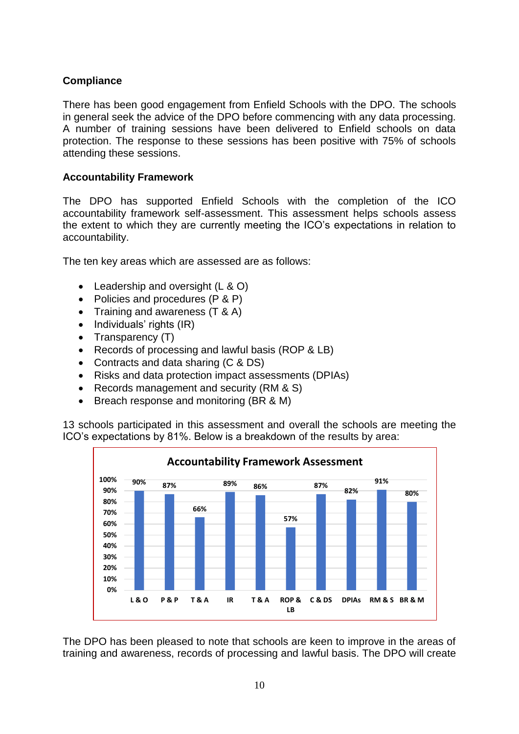### Compliance

There has been good engagement from Enfield Schools with the DPO. The schools in general seek the advice of the DPO before commencing with any data processing. A number of training sessions have been delivered to Enfield schools on data protection. The response to these sessions has been positive with 75% of schools attending these sessions.

### Accountability Framework

The DPO has supported Enfield Schools with the completion of the ICO accountability framework self-assessment. This assessment helps schools assess the extent to which they are currently meeting the ICO's expectations in relation to accountability.

The ten key areas which are assessed are as follows:

- Leadership and oversight (L & O)
- Policies and procedures (P & P)
- Training and awareness (T & A)
- Individuals' rights (IR)
- Transparency (T)
- Records of processing and lawful basis (ROP & LB)
- Contracts and data sharing (C & DS)
- Risks and data protection impact assessments (DPIAs)
- Records management and security (RM & S)
- Breach response and monitoring (BR & M)

13 schools participated in this assessment and overall the schools are meeting the ICO's expectations by 81%. Below is a breakdown of the results by area:

**Accountability Framework Assessment**

| Area | Result |
|---|---|
| L & O | 90% |
| P & P | 87% |
| T & A | 66% |
| IR | 89% |
| T & A | 86% |
| ROP & LB | 57% |
| C & DS | 87% |
| DPIAs | 82% |
| RM & S | 91% |
| BR & M | 80% |

The DPO has been pleased to note that schools are keen to improve in the areas of training and awareness, records of processing and lawful basis. The DPO will create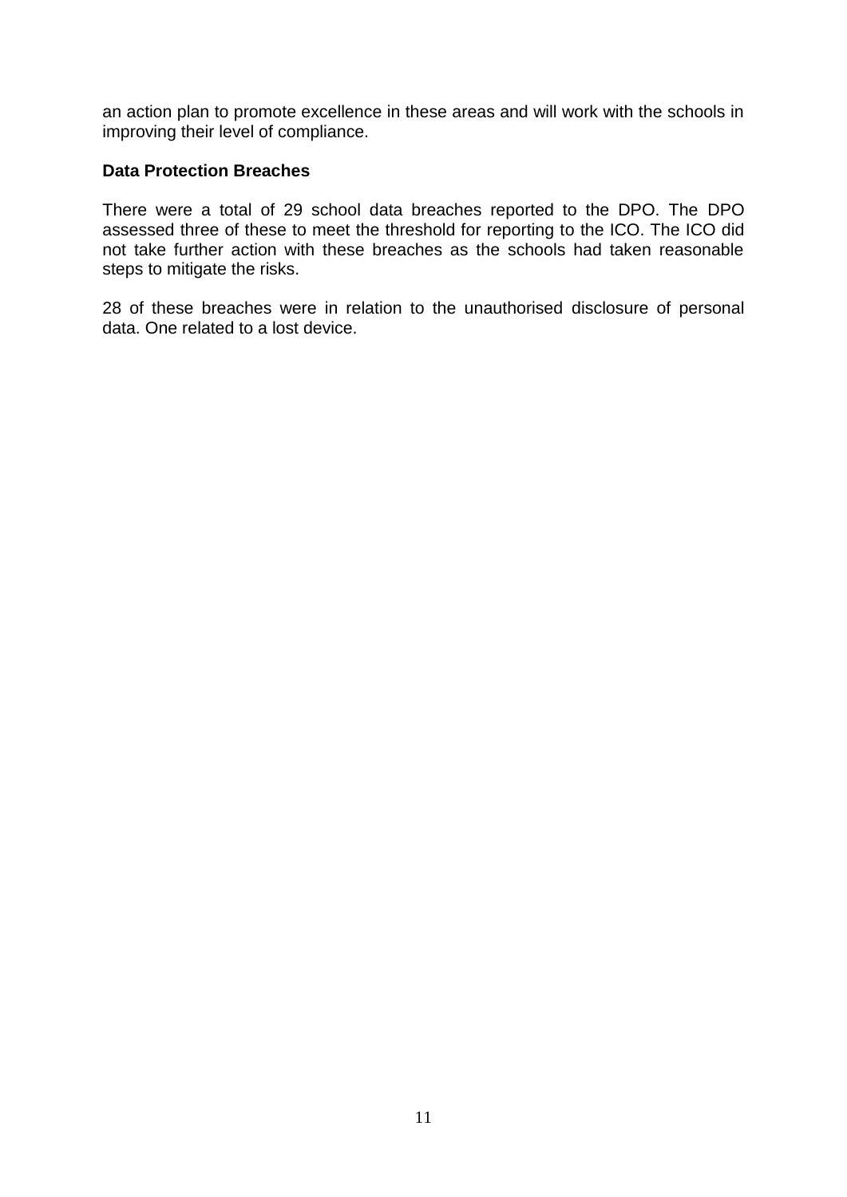an action plan to promote excellence in these areas and will work with the schools in improving their level of compliance.

**Data Protection Breaches**

There were a total of 29 school data breaches reported to the DPO. The DPO assessed three of these to meet the threshold for reporting to the ICO. The ICO did not take further action with these breaches as the schools had taken reasonable steps to mitigate the risks.

28 of these breaches were in relation to the unauthorised disclosure of personal data. One related to a lost device.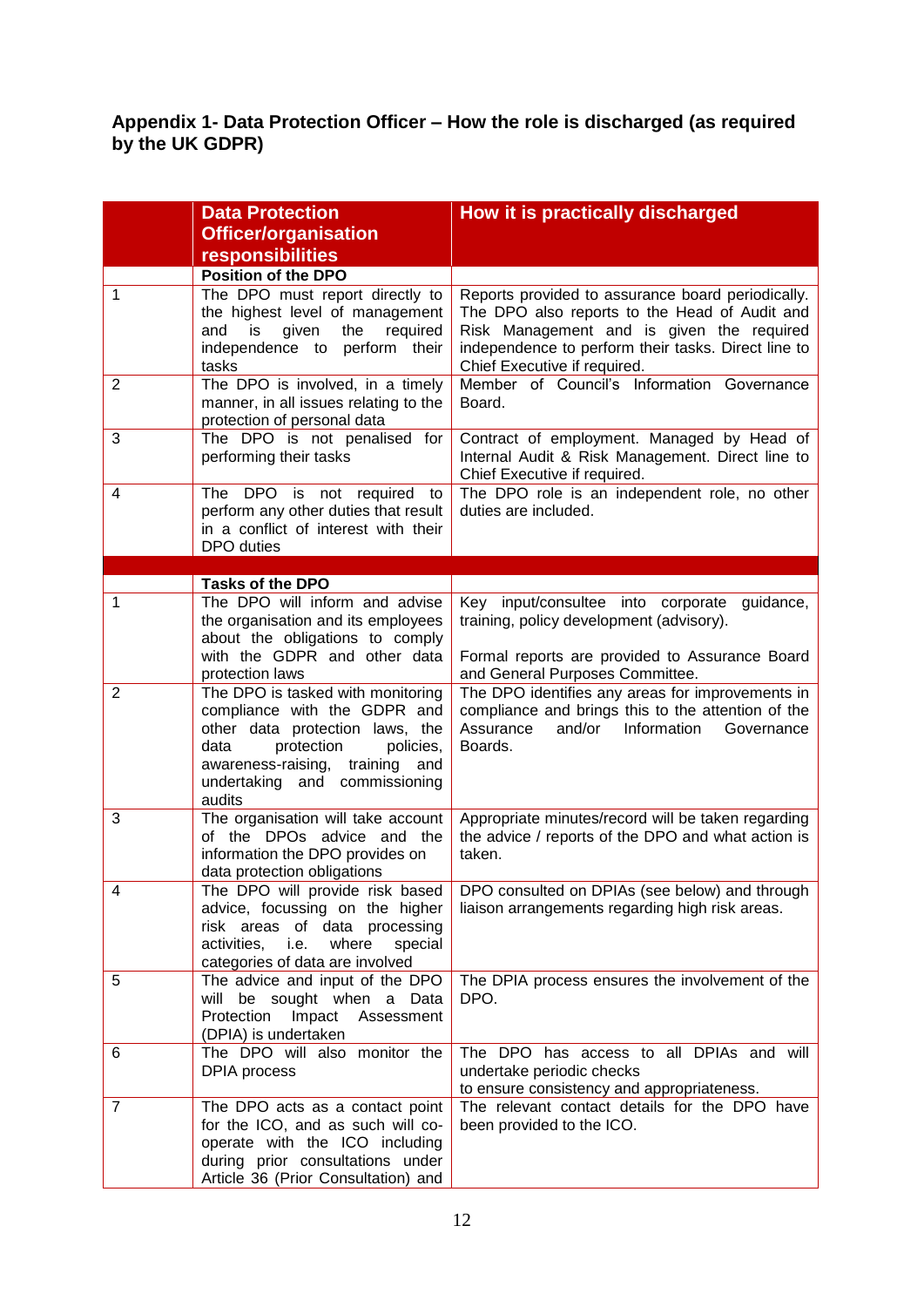## Appendix 1- Data Protection Officer – How the role is discharged (as required by the UK GDPR)

| | Data Protection Officer/organisation responsibilities | How it is practically discharged |
|---|---|---|
| | **Position of the DPO** | |
| 1 | The DPO must report directly to the highest level of management and is given the required independence to perform their tasks | Reports provided to assurance board periodically. The DPO also reports to the Head of Audit and Risk Management and is given the required independence to perform their tasks. Direct line to Chief Executive if required. |
| 2 | The DPO is involved, in a timely manner, in all issues relating to the protection of personal data | Member of Council's Information Governance Board. |
| 3 | The DPO is not penalised for performing their tasks | Contract of employment. Managed by Head of Internal Audit & Risk Management. Direct line to Chief Executive if required. |
| 4 | The DPO is not required to perform any other duties that result in a conflict of interest with their DPO duties | The DPO role is an independent role, no other duties are included. |
| | | |
| | **Tasks of the DPO** | |
| 1 | The DPO will inform and advise the organisation and its employees about the obligations to comply with the GDPR and other data protection laws | Key input/consultee into corporate guidance, training, policy development (advisory).<br><br>Formal reports are provided to Assurance Board and General Purposes Committee. |
| 2 | The DPO is tasked with monitoring compliance with the GDPR and other data protection laws, the data protection policies, awareness-raising, training and undertaking and commissioning audits | The DPO identifies any areas for improvements in compliance and brings this to the attention of the Assurance and/or Information Governance Boards. |
| 3 | The organisation will take account of the DPOs advice and the information the DPO provides on data protection obligations | Appropriate minutes/record will be taken regarding the advice / reports of the DPO and what action is taken. |
| 4 | The DPO will provide risk based advice, focussing on the higher risk areas of data processing activities, i.e. where special categories of data are involved | DPO consulted on DPIAs (see below) and through liaison arrangements regarding high risk areas. |
| 5 | The advice and input of the DPO will be sought when a Data Protection Impact Assessment (DPIA) is undertaken | The DPIA process ensures the involvement of the DPO. |
| 6 | The DPO will also monitor the DPIA process | The DPO has access to all DPIAs and will undertake periodic checks to ensure consistency and appropriateness. |
| 7 | The DPO acts as a contact point for the ICO, and as such will co-operate with the ICO including during prior consultations under Article 36 (Prior Consultation) and | The relevant contact details for the DPO have been provided to the ICO. |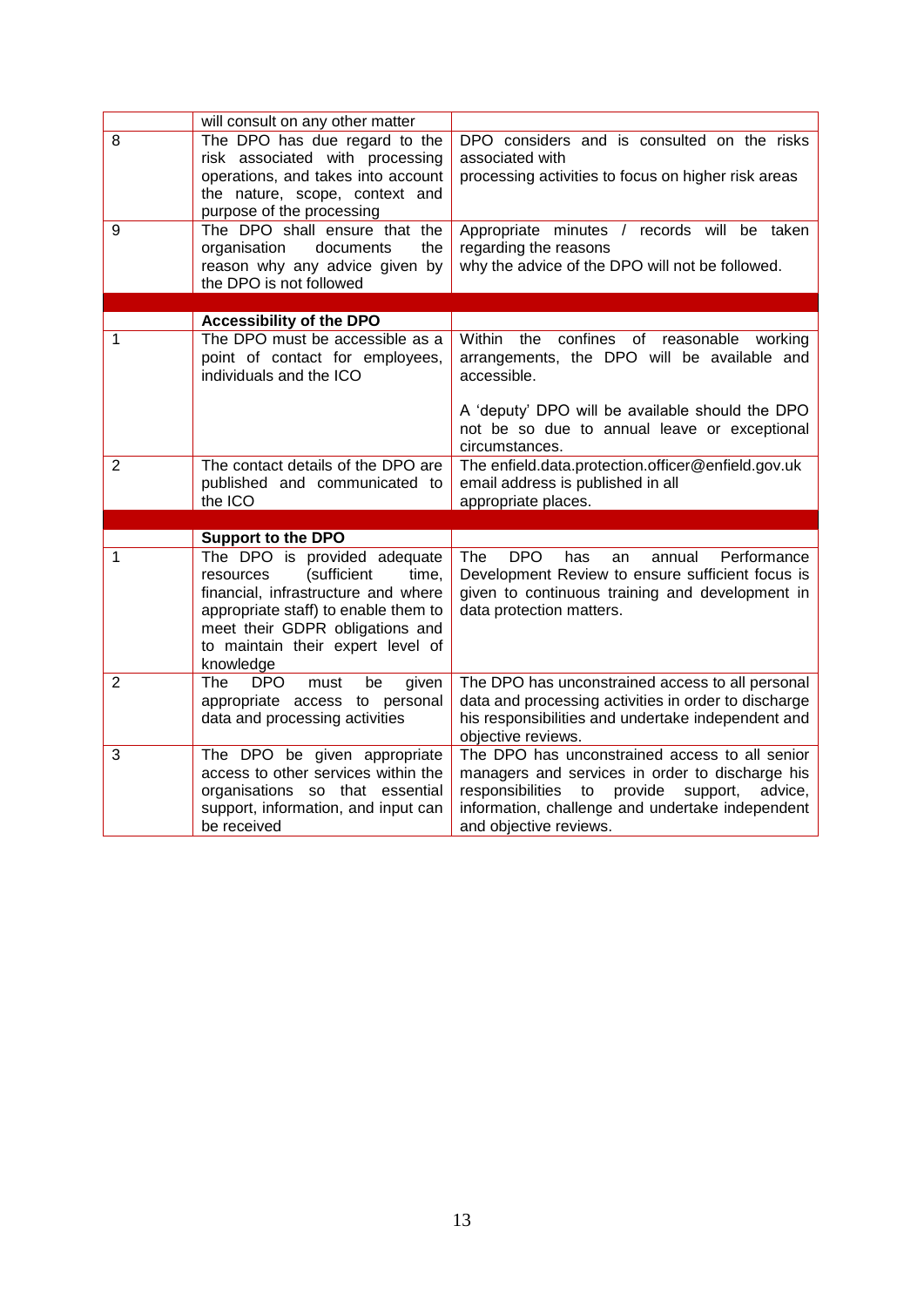| | | |
|---|---|---|
| | will consult on any other matter | |
| 8 | The DPO has due regard to the risk associated with processing operations, and takes into account the nature, scope, context and purpose of the processing | DPO considers and is consulted on the risks associated with processing activities to focus on higher risk areas |
| 9 | The DPO shall ensure that the organisation documents the reason why any advice given by the DPO is not followed | Appropriate minutes / records will be taken regarding the reasons why the advice of the DPO will not be followed. |
| | | |
| | **Accessibility of the DPO** | |
| 1 | The DPO must be accessible as a point of contact for employees, individuals and the ICO | Within the confines of reasonable working arrangements, the DPO will be available and accessible.<br><br>A 'deputy' DPO will be available should the DPO not be so due to annual leave or exceptional circumstances. |
| 2 | The contact details of the DPO are published and communicated to the ICO | The enfield.data.protection.officer@enfield.gov.uk email address is published in all appropriate places. |
| | | |
| | **Support to the DPO** | |
| 1 | The DPO is provided adequate resources (sufficient time, financial, infrastructure and where appropriate staff) to enable them to meet their GDPR obligations and to maintain their expert level of knowledge | The DPO has an annual Performance Development Review to ensure sufficient focus is given to continuous training and development in data protection matters. |
| 2 | The DPO must be given appropriate access to personal data and processing activities | The DPO has unconstrained access to all personal data and processing activities in order to discharge his responsibilities and undertake independent and objective reviews. |
| 3 | The DPO be given appropriate access to other services within the organisations so that essential support, information, and input can be received | The DPO has unconstrained access to all senior managers and services in order to discharge his responsibilities to provide support, advice, information, challenge and undertake independent and objective reviews. |